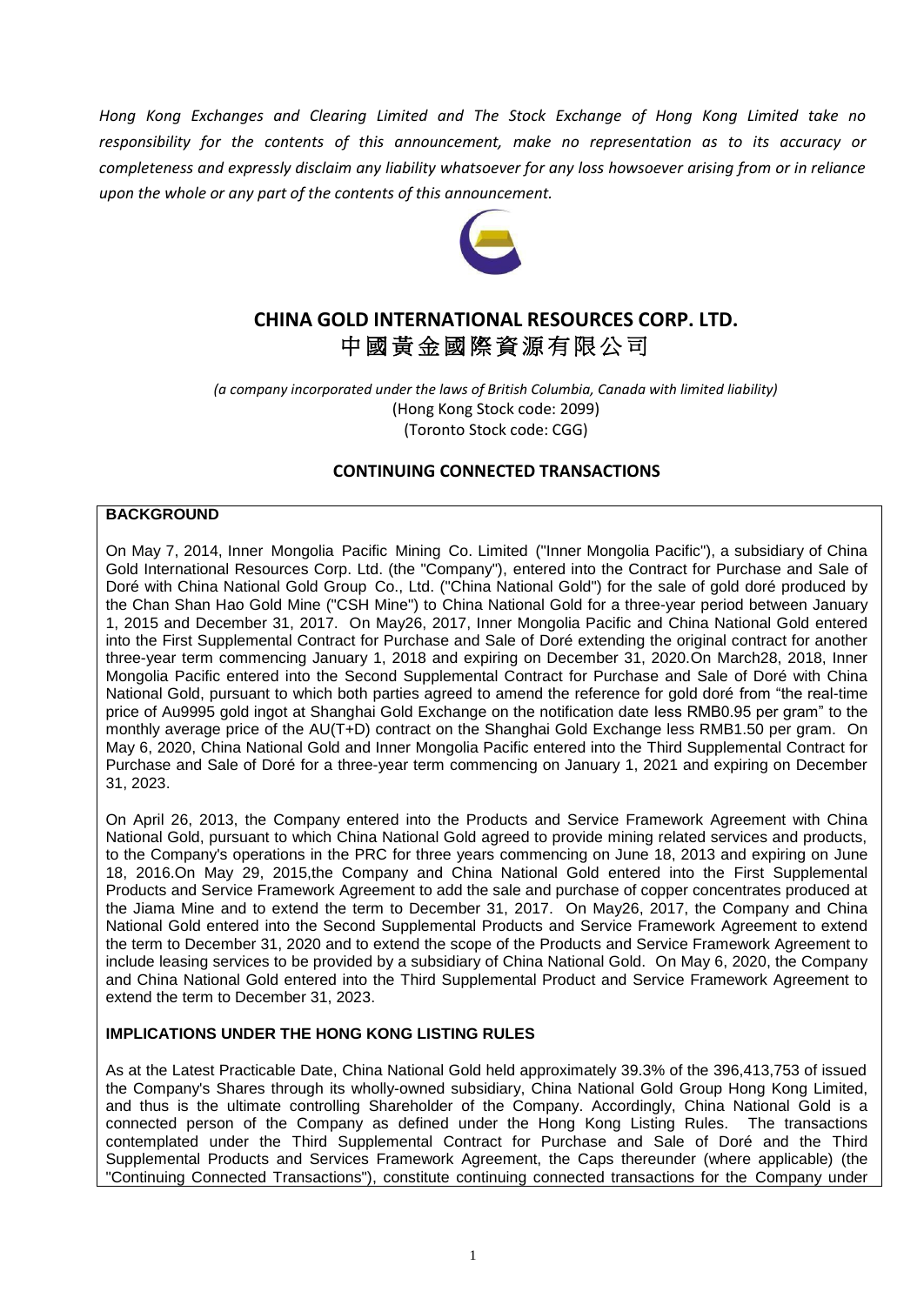*Hong Kong Exchanges and Clearing Limited and The Stock Exchange of Hong Kong Limited take no responsibility for the contents of this announcement, make no representation as to its accuracy or completeness and expressly disclaim any liability whatsoever for any loss howsoever arising from or in reliance upon the whole or any part of the contents of this announcement.*

# CHINA GOLD INTERNATIONAL RESOURCES CORP. LTD.
# 中國黃金國際資源有限公司

*(a company incorporated under the laws of British Columbia, Canada with limited liability)*
(Hong Kong Stock code: 2099)
(Toronto Stock code: CGG)

## CONTINUING CONNECTED TRANSACTIONS

**BACKGROUND**

On May 7, 2014, Inner Mongolia Pacific Mining Co. Limited ("Inner Mongolia Pacific"), a subsidiary of China Gold International Resources Corp. Ltd. (the "Company"), entered into the Contract for Purchase and Sale of Doré with China National Gold Group Co., Ltd. ("China National Gold") for the sale of gold doré produced by the Chan Shan Hao Gold Mine ("CSH Mine") to China National Gold for a three-year period between January 1, 2015 and December 31, 2017. On May26, 2017, Inner Mongolia Pacific and China National Gold entered into the First Supplemental Contract for Purchase and Sale of Doré extending the original contract for another three-year term commencing January 1, 2018 and expiring on December 31, 2020.On March28, 2018, Inner Mongolia Pacific entered into the Second Supplemental Contract for Purchase and Sale of Doré with China National Gold, pursuant to which both parties agreed to amend the reference for gold doré from "the real-time price of Au9995 gold ingot at Shanghai Gold Exchange on the notification date less RMB0.95 per gram" to the monthly average price of the AU(T+D) contract on the Shanghai Gold Exchange less RMB1.50 per gram. On May 6, 2020, China National Gold and Inner Mongolia Pacific entered into the Third Supplemental Contract for Purchase and Sale of Doré for a three-year term commencing on January 1, 2021 and expiring on December 31, 2023.

On April 26, 2013, the Company entered into the Products and Service Framework Agreement with China National Gold, pursuant to which China National Gold agreed to provide mining related services and products, to the Company's operations in the PRC for three years commencing on June 18, 2013 and expiring on June 18, 2016.On May 29, 2015,the Company and China National Gold entered into the First Supplemental Products and Service Framework Agreement to add the sale and purchase of copper concentrates produced at the Jiama Mine and to extend the term to December 31, 2017. On May26, 2017, the Company and China National Gold entered into the Second Supplemental Products and Service Framework Agreement to extend the term to December 31, 2020 and to extend the scope of the Products and Service Framework Agreement to include leasing services to be provided by a subsidiary of China National Gold. On May 6, 2020, the Company and China National Gold entered into the Third Supplemental Product and Service Framework Agreement to extend the term to December 31, 2023.

**IMPLICATIONS UNDER THE HONG KONG LISTING RULES**

As at the Latest Practicable Date, China National Gold held approximately 39.3% of the 396,413,753 of issued the Company's Shares through its wholly-owned subsidiary, China National Gold Group Hong Kong Limited, and thus is the ultimate controlling Shareholder of the Company. Accordingly, China National Gold is a connected person of the Company as defined under the Hong Kong Listing Rules. The transactions contemplated under the Third Supplemental Contract for Purchase and Sale of Doré and the Third Supplemental Products and Services Framework Agreement, the Caps thereunder (where applicable) (the "Continuing Connected Transactions"), constitute continuing connected transactions for the Company under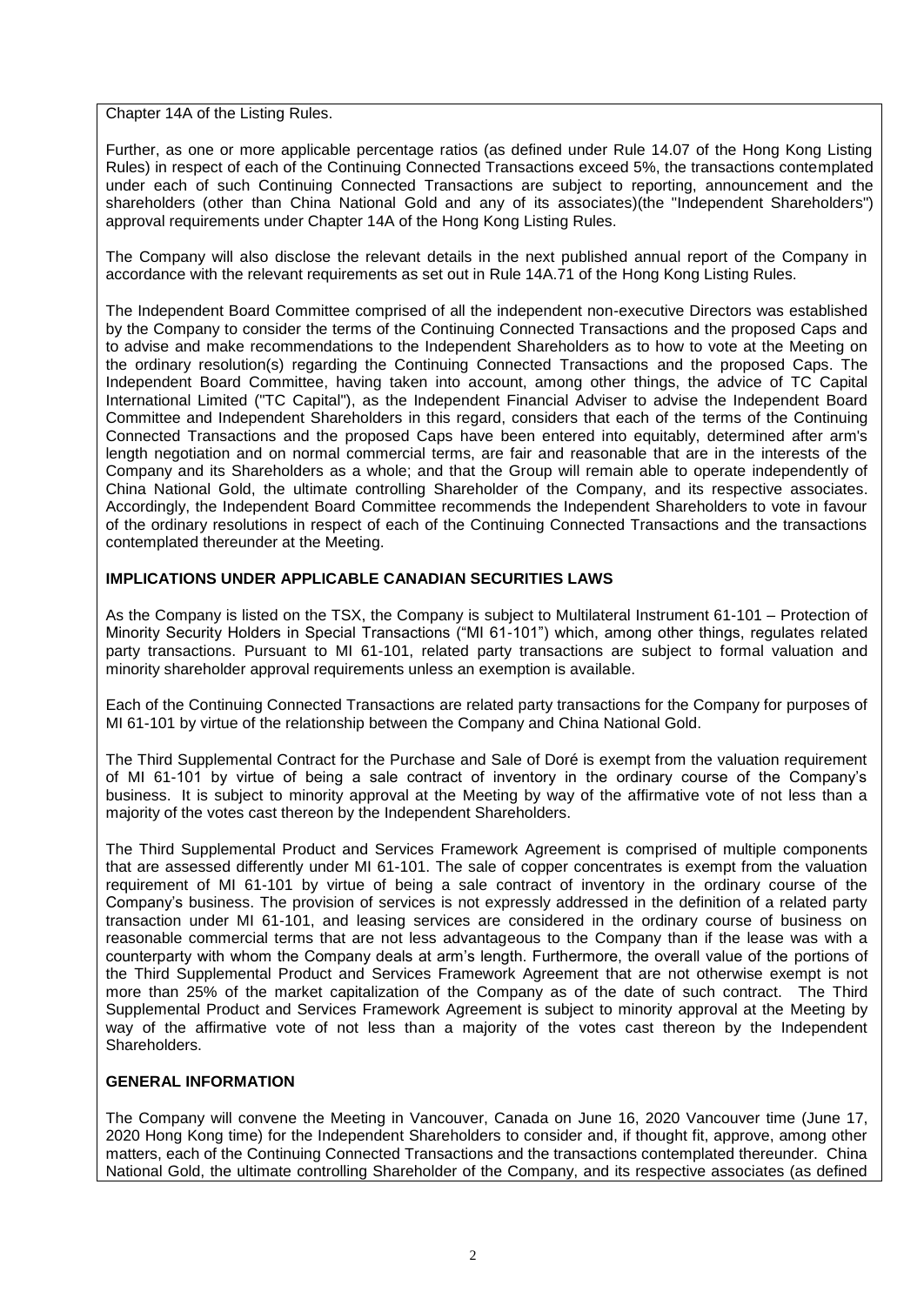Chapter 14A of the Listing Rules.

Further, as one or more applicable percentage ratios (as defined under Rule 14.07 of the Hong Kong Listing Rules) in respect of each of the Continuing Connected Transactions exceed 5%, the transactions contemplated under each of such Continuing Connected Transactions are subject to reporting, announcement and the shareholders (other than China National Gold and any of its associates)(the "Independent Shareholders") approval requirements under Chapter 14A of the Hong Kong Listing Rules.

The Company will also disclose the relevant details in the next published annual report of the Company in accordance with the relevant requirements as set out in Rule 14A.71 of the Hong Kong Listing Rules.

The Independent Board Committee comprised of all the independent non-executive Directors was established by the Company to consider the terms of the Continuing Connected Transactions and the proposed Caps and to advise and make recommendations to the Independent Shareholders as to how to vote at the Meeting on the ordinary resolution(s) regarding the Continuing Connected Transactions and the proposed Caps. The Independent Board Committee, having taken into account, among other things, the advice of TC Capital International Limited ("TC Capital"), as the Independent Financial Adviser to advise the Independent Board Committee and Independent Shareholders in this regard, considers that each of the terms of the Continuing Connected Transactions and the proposed Caps have been entered into equitably, determined after arm's length negotiation and on normal commercial terms, are fair and reasonable that are in the interests of the Company and its Shareholders as a whole; and that the Group will remain able to operate independently of China National Gold, the ultimate controlling Shareholder of the Company, and its respective associates. Accordingly, the Independent Board Committee recommends the Independent Shareholders to vote in favour of the ordinary resolutions in respect of each of the Continuing Connected Transactions and the transactions contemplated thereunder at the Meeting.

**IMPLICATIONS UNDER APPLICABLE CANADIAN SECURITIES LAWS**

As the Company is listed on the TSX, the Company is subject to Multilateral Instrument 61-101 – Protection of Minority Security Holders in Special Transactions ("MI 61-101") which, among other things, regulates related party transactions. Pursuant to MI 61-101, related party transactions are subject to formal valuation and minority shareholder approval requirements unless an exemption is available.

Each of the Continuing Connected Transactions are related party transactions for the Company for purposes of MI 61-101 by virtue of the relationship between the Company and China National Gold.

The Third Supplemental Contract for the Purchase and Sale of Doré is exempt from the valuation requirement of MI 61-101 by virtue of being a sale contract of inventory in the ordinary course of the Company's business. It is subject to minority approval at the Meeting by way of the affirmative vote of not less than a majority of the votes cast thereon by the Independent Shareholders.

The Third Supplemental Product and Services Framework Agreement is comprised of multiple components that are assessed differently under MI 61-101. The sale of copper concentrates is exempt from the valuation requirement of MI 61-101 by virtue of being a sale contract of inventory in the ordinary course of the Company's business. The provision of services is not expressly addressed in the definition of a related party transaction under MI 61-101, and leasing services are considered in the ordinary course of business on reasonable commercial terms that are not less advantageous to the Company than if the lease was with a counterparty with whom the Company deals at arm's length. Furthermore, the overall value of the portions of the Third Supplemental Product and Services Framework Agreement that are not otherwise exempt is not more than 25% of the market capitalization of the Company as of the date of such contract. The Third Supplemental Product and Services Framework Agreement is subject to minority approval at the Meeting by way of the affirmative vote of not less than a majority of the votes cast thereon by the Independent Shareholders.

**GENERAL INFORMATION**

The Company will convene the Meeting in Vancouver, Canada on June 16, 2020 Vancouver time (June 17, 2020 Hong Kong time) for the Independent Shareholders to consider and, if thought fit, approve, among other matters, each of the Continuing Connected Transactions and the transactions contemplated thereunder. China National Gold, the ultimate controlling Shareholder of the Company, and its respective associates (as defined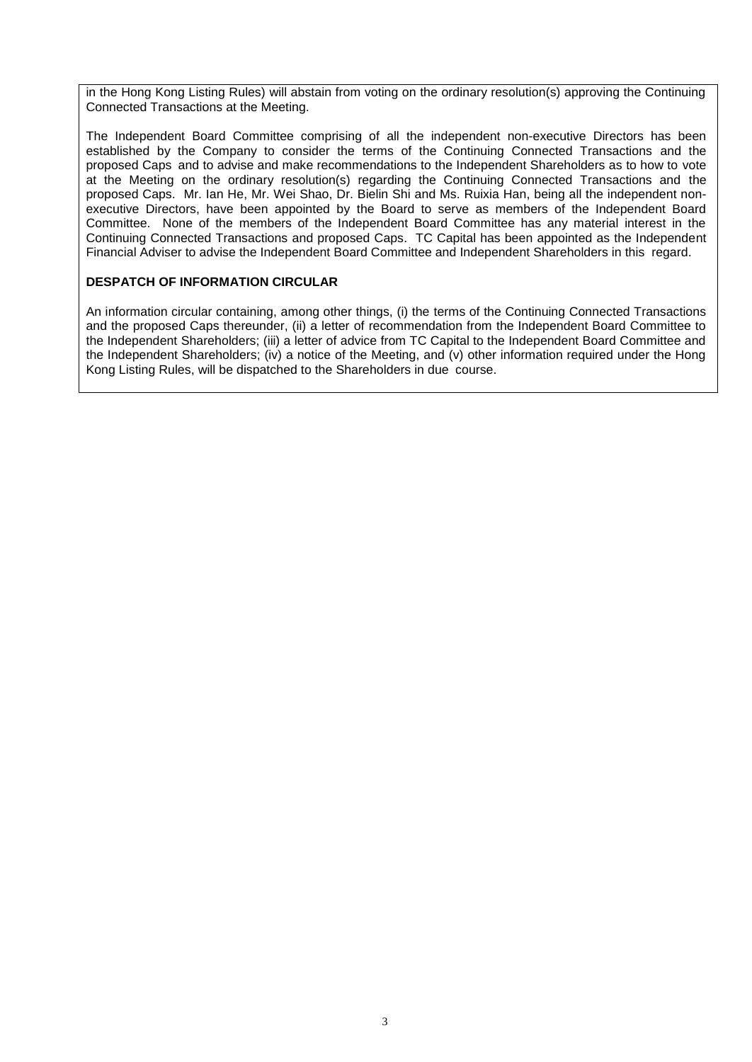in the Hong Kong Listing Rules) will abstain from voting on the ordinary resolution(s) approving the Continuing Connected Transactions at the Meeting.

The Independent Board Committee comprising of all the independent non-executive Directors has been established by the Company to consider the terms of the Continuing Connected Transactions and the proposed Caps and to advise and make recommendations to the Independent Shareholders as to how to vote at the Meeting on the ordinary resolution(s) regarding the Continuing Connected Transactions and the proposed Caps. Mr. Ian He, Mr. Wei Shao, Dr. Bielin Shi and Ms. Ruixia Han, being all the independent non-executive Directors, have been appointed by the Board to serve as members of the Independent Board Committee. None of the members of the Independent Board Committee has any material interest in the Continuing Connected Transactions and proposed Caps. TC Capital has been appointed as the Independent Financial Adviser to advise the Independent Board Committee and Independent Shareholders in this regard.

**DESPATCH OF INFORMATION CIRCULAR**

An information circular containing, among other things, (i) the terms of the Continuing Connected Transactions and the proposed Caps thereunder, (ii) a letter of recommendation from the Independent Board Committee to the Independent Shareholders; (iii) a letter of advice from TC Capital to the Independent Board Committee and the Independent Shareholders; (iv) a notice of the Meeting, and (v) other information required under the Hong Kong Listing Rules, will be dispatched to the Shareholders in due course.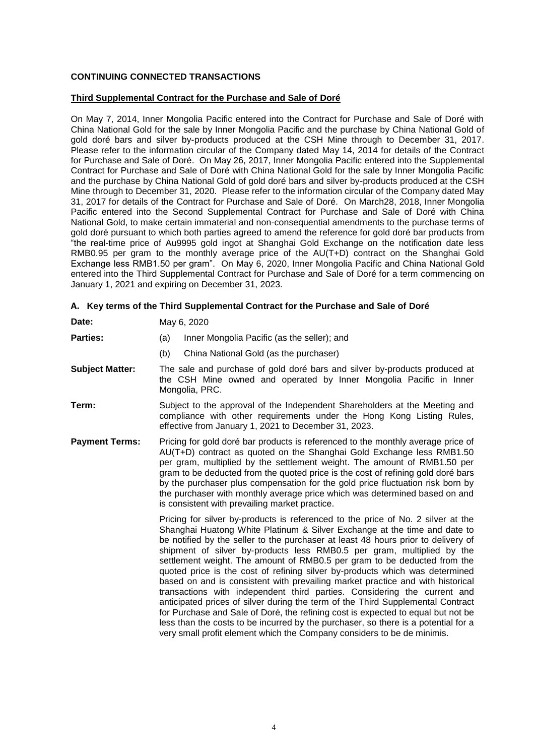**CONTINUING CONNECTED TRANSACTIONS**

**Third Supplemental Contract for the Purchase and Sale of Doré**

On May 7, 2014, Inner Mongolia Pacific entered into the Contract for Purchase and Sale of Doré with China National Gold for the sale by Inner Mongolia Pacific and the purchase by China National Gold of gold doré bars and silver by-products produced at the CSH Mine through to December 31, 2017. Please refer to the information circular of the Company dated May 14, 2014 for details of the Contract for Purchase and Sale of Doré. On May 26, 2017, Inner Mongolia Pacific entered into the Supplemental Contract for Purchase and Sale of Doré with China National Gold for the sale by Inner Mongolia Pacific and the purchase by China National Gold of gold doré bars and silver by-products produced at the CSH Mine through to December 31, 2020. Please refer to the information circular of the Company dated May 31, 2017 for details of the Contract for Purchase and Sale of Doré. On March28, 2018, Inner Mongolia Pacific entered into the Second Supplemental Contract for Purchase and Sale of Doré with China National Gold, to make certain immaterial and non-consequential amendments to the purchase terms of gold doré pursuant to which both parties agreed to amend the reference for gold doré bar products from "the real-time price of Au9995 gold ingot at Shanghai Gold Exchange on the notification date less RMB0.95 per gram to the monthly average price of the AU(T+D) contract on the Shanghai Gold Exchange less RMB1.50 per gram". On May 6, 2020, Inner Mongolia Pacific and China National Gold entered into the Third Supplemental Contract for Purchase and Sale of Doré for a term commencing on January 1, 2021 and expiring on December 31, 2023.

**A. Key terms of the Third Supplemental Contract for the Purchase and Sale of Doré**

**Date:** May 6, 2020

**Parties:**
(a) Inner Mongolia Pacific (as the seller); and
(b) China National Gold (as the purchaser)

**Subject Matter:** The sale and purchase of gold doré bars and silver by-products produced at the CSH Mine owned and operated by Inner Mongolia Pacific in Inner Mongolia, PRC.

**Term:** Subject to the approval of the Independent Shareholders at the Meeting and compliance with other requirements under the Hong Kong Listing Rules, effective from January 1, 2021 to December 31, 2023.

**Payment Terms:** Pricing for gold doré bar products is referenced to the monthly average price of AU(T+D) contract as quoted on the Shanghai Gold Exchange less RMB1.50 per gram, multiplied by the settlement weight. The amount of RMB1.50 per gram to be deducted from the quoted price is the cost of refining gold doré bars by the purchaser plus compensation for the gold price fluctuation risk born by the purchaser with monthly average price which was determined based on and is consistent with prevailing market practice.

Pricing for silver by-products is referenced to the price of No. 2 silver at the Shanghai Huatong White Platinum & Silver Exchange at the time and date to be notified by the seller to the purchaser at least 48 hours prior to delivery of shipment of silver by-products less RMB0.5 per gram, multiplied by the settlement weight. The amount of RMB0.5 per gram to be deducted from the quoted price is the cost of refining silver by-products which was determined based on and is consistent with prevailing market practice and with historical transactions with independent third parties. Considering the current and anticipated prices of silver during the term of the Third Supplemental Contract for Purchase and Sale of Doré, the refining cost is expected to equal but not be less than the costs to be incurred by the purchaser, so there is a potential for a very small profit element which the Company considers to be de minimis.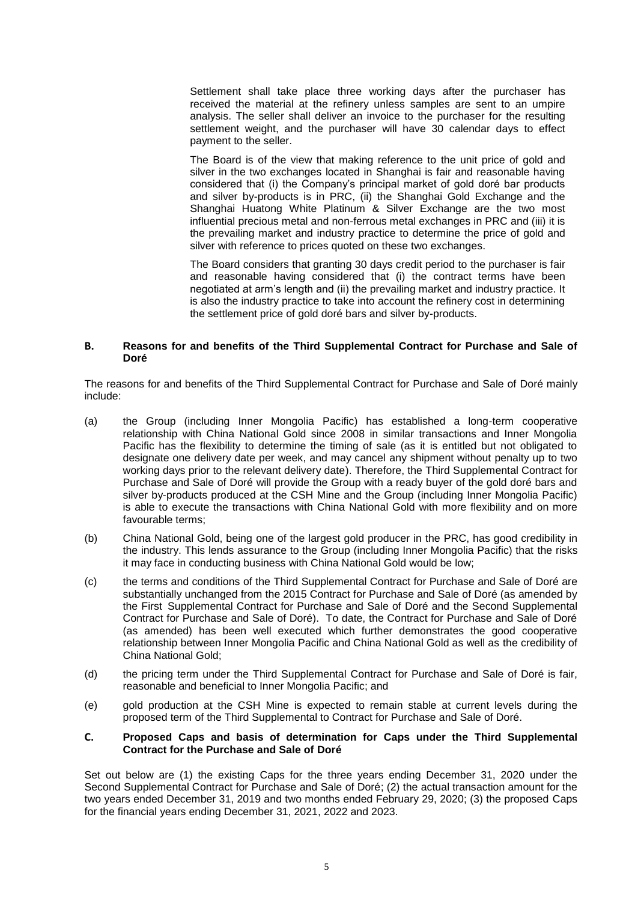Settlement shall take place three working days after the purchaser has received the material at the refinery unless samples are sent to an umpire analysis. The seller shall deliver an invoice to the purchaser for the resulting settlement weight, and the purchaser will have 30 calendar days to effect payment to the seller.

The Board is of the view that making reference to the unit price of gold and silver in the two exchanges located in Shanghai is fair and reasonable having considered that (i) the Company's principal market of gold doré bar products and silver by-products is in PRC, (ii) the Shanghai Gold Exchange and the Shanghai Huatong White Platinum & Silver Exchange are the two most influential precious metal and non-ferrous metal exchanges in PRC and (iii) it is the prevailing market and industry practice to determine the price of gold and silver with reference to prices quoted on these two exchanges.

The Board considers that granting 30 days credit period to the purchaser is fair and reasonable having considered that (i) the contract terms have been negotiated at arm's length and (ii) the prevailing market and industry practice. It is also the industry practice to take into account the refinery cost in determining the settlement price of gold doré bars and silver by-products.

### B. Reasons for and benefits of the Third Supplemental Contract for Purchase and Sale of Doré

The reasons for and benefits of the Third Supplemental Contract for Purchase and Sale of Doré mainly include:

(a) the Group (including Inner Mongolia Pacific) has established a long-term cooperative relationship with China National Gold since 2008 in similar transactions and Inner Mongolia Pacific has the flexibility to determine the timing of sale (as it is entitled but not obligated to designate one delivery date per week, and may cancel any shipment without penalty up to two working days prior to the relevant delivery date). Therefore, the Third Supplemental Contract for Purchase and Sale of Doré will provide the Group with a ready buyer of the gold doré bars and silver by-products produced at the CSH Mine and the Group (including Inner Mongolia Pacific) is able to execute the transactions with China National Gold with more flexibility and on more favourable terms;

(b) China National Gold, being one of the largest gold producer in the PRC, has good credibility in the industry. This lends assurance to the Group (including Inner Mongolia Pacific) that the risks it may face in conducting business with China National Gold would be low;

(c) the terms and conditions of the Third Supplemental Contract for Purchase and Sale of Doré are substantially unchanged from the 2015 Contract for Purchase and Sale of Doré (as amended by the First Supplemental Contract for Purchase and Sale of Doré and the Second Supplemental Contract for Purchase and Sale of Doré). To date, the Contract for Purchase and Sale of Doré (as amended) has been well executed which further demonstrates the good cooperative relationship between Inner Mongolia Pacific and China National Gold as well as the credibility of China National Gold;

(d) the pricing term under the Third Supplemental Contract for Purchase and Sale of Doré is fair, reasonable and beneficial to Inner Mongolia Pacific; and

(e) gold production at the CSH Mine is expected to remain stable at current levels during the proposed term of the Third Supplemental to Contract for Purchase and Sale of Doré.

### C. Proposed Caps and basis of determination for Caps under the Third Supplemental Contract for the Purchase and Sale of Doré

Set out below are (1) the existing Caps for the three years ending December 31, 2020 under the Second Supplemental Contract for Purchase and Sale of Doré; (2) the actual transaction amount for the two years ended December 31, 2019 and two months ended February 29, 2020; (3) the proposed Caps for the financial years ending December 31, 2021, 2022 and 2023.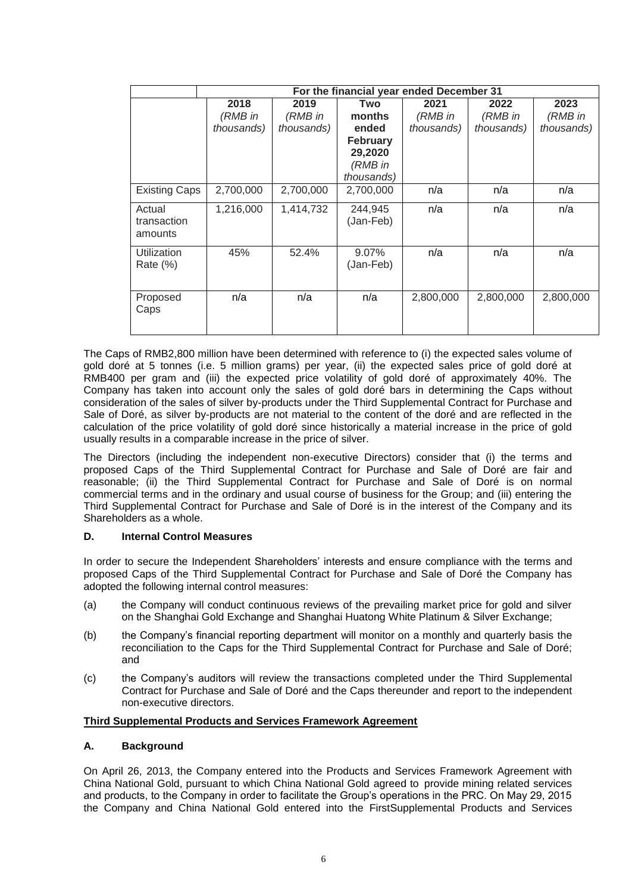| | For the financial year ended December 31 | | | | | |
|---|---|---|---|---|---|---|
| | **2018** *(RMB in thousands)* | **2019** *(RMB in thousands)* | **Two months ended February 29,2020** *(RMB in thousands)* | **2021** *(RMB in thousands)* | **2022** *(RMB in thousands)* | **2023** *(RMB in thousands)* |
| Existing Caps | 2,700,000 | 2,700,000 | 2,700,000 | n/a | n/a | n/a |
| Actual transaction amounts | 1,216,000 | 1,414,732 | 244,945 (Jan-Feb) | n/a | n/a | n/a |
| Utilization Rate (%) | 45% | 52.4% | 9.07% (Jan-Feb) | n/a | n/a | n/a |
| Proposed Caps | n/a | n/a | n/a | 2,800,000 | 2,800,000 | 2,800,000 |

The Caps of RMB2,800 million have been determined with reference to (i) the expected sales volume of gold doré at 5 tonnes (i.e. 5 million grams) per year, (ii) the expected sales price of gold doré at RMB400 per gram and (iii) the expected price volatility of gold doré of approximately 40%. The Company has taken into account only the sales of gold doré bars in determining the Caps without consideration of the sales of silver by-products under the Third Supplemental Contract for Purchase and Sale of Doré, as silver by-products are not material to the content of the doré and are reflected in the calculation of the price volatility of gold doré since historically a material increase in the price of gold usually results in a comparable increase in the price of silver.

The Directors (including the independent non-executive Directors) consider that (i) the terms and proposed Caps of the Third Supplemental Contract for Purchase and Sale of Doré are fair and reasonable; (ii) the Third Supplemental Contract for Purchase and Sale of Doré is on normal commercial terms and in the ordinary and usual course of business for the Group; and (iii) entering the Third Supplemental Contract for Purchase and Sale of Doré is in the interest of the Company and its Shareholders as a whole.

### D. Internal Control Measures

In order to secure the Independent Shareholders' interests and ensure compliance with the terms and proposed Caps of the Third Supplemental Contract for Purchase and Sale of Doré the Company has adopted the following internal control measures:

(a) the Company will conduct continuous reviews of the prevailing market price for gold and silver on the Shanghai Gold Exchange and Shanghai Huatong White Platinum & Silver Exchange;

(b) the Company's financial reporting department will monitor on a monthly and quarterly basis the reconciliation to the Caps for the Third Supplemental Contract for Purchase and Sale of Doré; and

(c) the Company's auditors will review the transactions completed under the Third Supplemental Contract for Purchase and Sale of Doré and the Caps thereunder and report to the independent non-executive directors.

**Third Supplemental Products and Services Framework Agreement**

### A. Background

On April 26, 2013, the Company entered into the Products and Services Framework Agreement with China National Gold, pursuant to which China National Gold agreed to provide mining related services and products, to the Company in order to facilitate the Group's operations in the PRC. On May 29, 2015 the Company and China National Gold entered into the FirstSupplemental Products and Services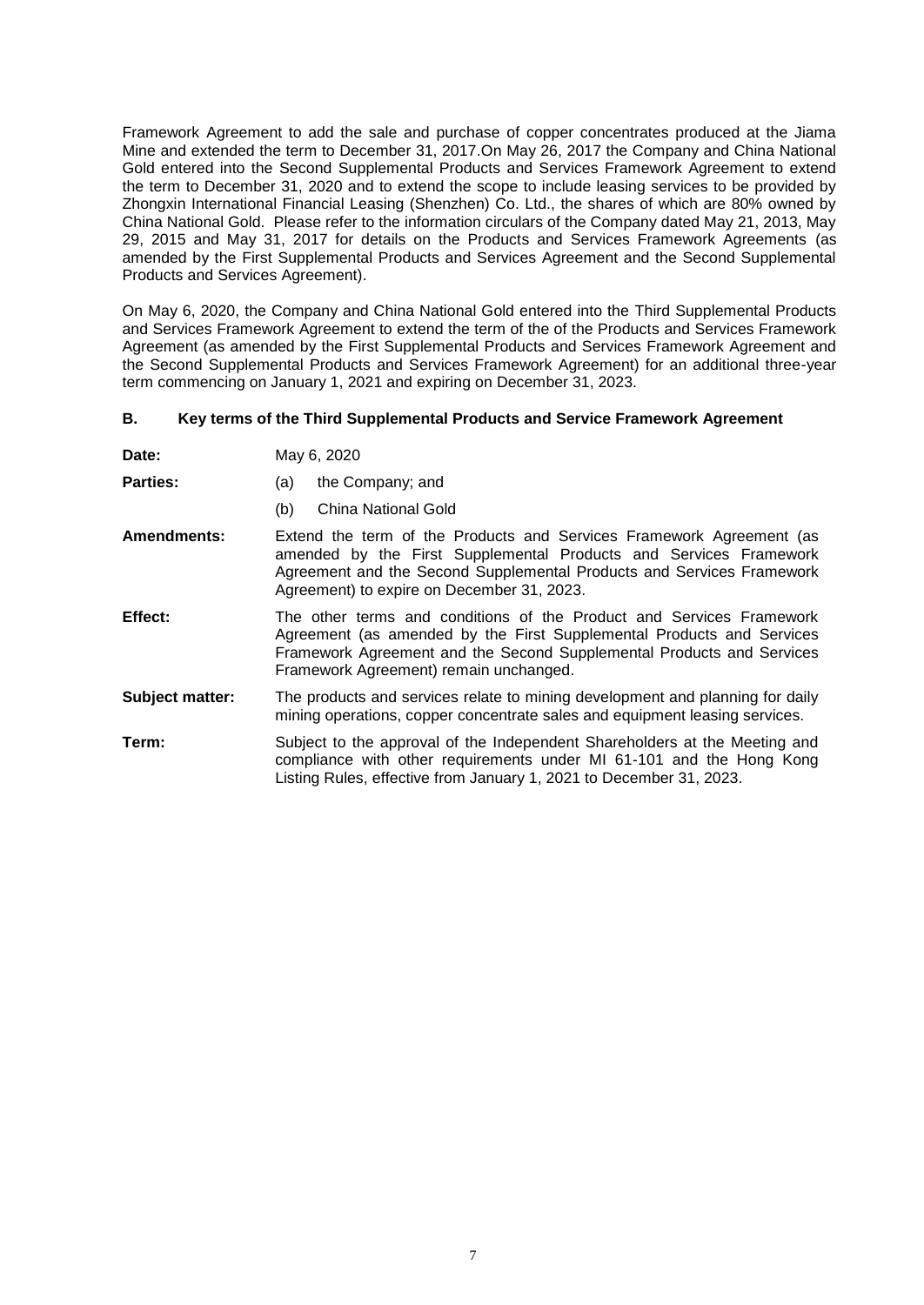Framework Agreement to add the sale and purchase of copper concentrates produced at the Jiama Mine and extended the term to December 31, 2017.On May 26, 2017 the Company and China National Gold entered into the Second Supplemental Products and Services Framework Agreement to extend the term to December 31, 2020 and to extend the scope to include leasing services to be provided by Zhongxin International Financial Leasing (Shenzhen) Co. Ltd., the shares of which are 80% owned by China National Gold. Please refer to the information circulars of the Company dated May 21, 2013, May 29, 2015 and May 31, 2017 for details on the Products and Services Framework Agreements (as amended by the First Supplemental Products and Services Agreement and the Second Supplemental Products and Services Agreement).

On May 6, 2020, the Company and China National Gold entered into the Third Supplemental Products and Services Framework Agreement to extend the term of the of the Products and Services Framework Agreement (as amended by the First Supplemental Products and Services Framework Agreement and the Second Supplemental Products and Services Framework Agreement) for an additional three-year term commencing on January 1, 2021 and expiring on December 31, 2023.

## B. Key terms of the Third Supplemental Products and Service Framework Agreement

**Date:** May 6, 2020

**Parties:**
(a) the Company; and
(b) China National Gold

**Amendments:** Extend the term of the Products and Services Framework Agreement (as amended by the First Supplemental Products and Services Framework Agreement and the Second Supplemental Products and Services Framework Agreement) to expire on December 31, 2023.

**Effect:** The other terms and conditions of the Product and Services Framework Agreement (as amended by the First Supplemental Products and Services Framework Agreement and the Second Supplemental Products and Services Framework Agreement) remain unchanged.

**Subject matter:** The products and services relate to mining development and planning for daily mining operations, copper concentrate sales and equipment leasing services.

**Term:** Subject to the approval of the Independent Shareholders at the Meeting and compliance with other requirements under MI 61-101 and the Hong Kong Listing Rules, effective from January 1, 2021 to December 31, 2023.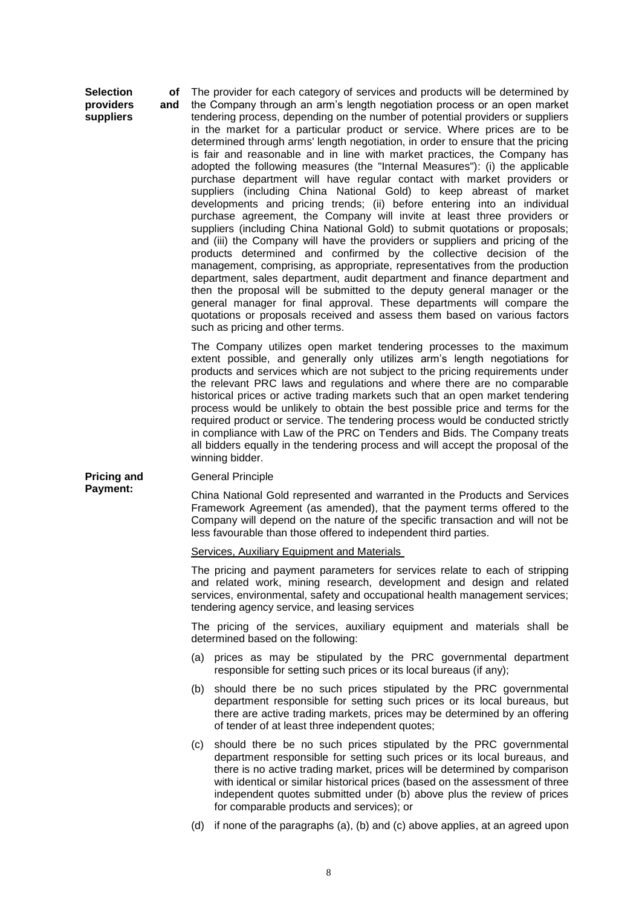**Selection of providers and suppliers**

The provider for each category of services and products will be determined by the Company through an arm's length negotiation process or an open market tendering process, depending on the number of potential providers or suppliers in the market for a particular product or service. Where prices are to be determined through arms' length negotiation, in order to ensure that the pricing is fair and reasonable and in line with market practices, the Company has adopted the following measures (the "Internal Measures"): (i) the applicable purchase department will have regular contact with market providers or suppliers (including China National Gold) to keep abreast of market developments and pricing trends; (ii) before entering into an individual purchase agreement, the Company will invite at least three providers or suppliers (including China National Gold) to submit quotations or proposals; and (iii) the Company will have the providers or suppliers and pricing of the products determined and confirmed by the collective decision of the management, comprising, as appropriate, representatives from the production department, sales department, audit department and finance department and then the proposal will be submitted to the deputy general manager or the general manager for final approval. These departments will compare the quotations or proposals received and assess them based on various factors such as pricing and other terms.

The Company utilizes open market tendering processes to the maximum extent possible, and generally only utilizes arm's length negotiations for products and services which are not subject to the pricing requirements under the relevant PRC laws and regulations and where there are no comparable historical prices or active trading markets such that an open market tendering process would be unlikely to obtain the best possible price and terms for the required product or service. The tendering process would be conducted strictly in compliance with Law of the PRC on Tenders and Bids. The Company treats all bidders equally in the tendering process and will accept the proposal of the winning bidder.

**Pricing and Payment:**

General Principle

China National Gold represented and warranted in the Products and Services Framework Agreement (as amended), that the payment terms offered to the Company will depend on the nature of the specific transaction and will not be less favourable than those offered to independent third parties.

Services, Auxiliary Equipment and Materials

The pricing and payment parameters for services relate to each of stripping and related work, mining research, development and design and related services, environmental, safety and occupational health management services; tendering agency service, and leasing services

The pricing of the services, auxiliary equipment and materials shall be determined based on the following:

(a) prices as may be stipulated by the PRC governmental department responsible for setting such prices or its local bureaus (if any);

(b) should there be no such prices stipulated by the PRC governmental department responsible for setting such prices or its local bureaus, but there are active trading markets, prices may be determined by an offering of tender of at least three independent quotes;

(c) should there be no such prices stipulated by the PRC governmental department responsible for setting such prices or its local bureaus, and there is no active trading market, prices will be determined by comparison with identical or similar historical prices (based on the assessment of three independent quotes submitted under (b) above plus the review of prices for comparable products and services); or

(d) if none of the paragraphs (a), (b) and (c) above applies, at an agreed upon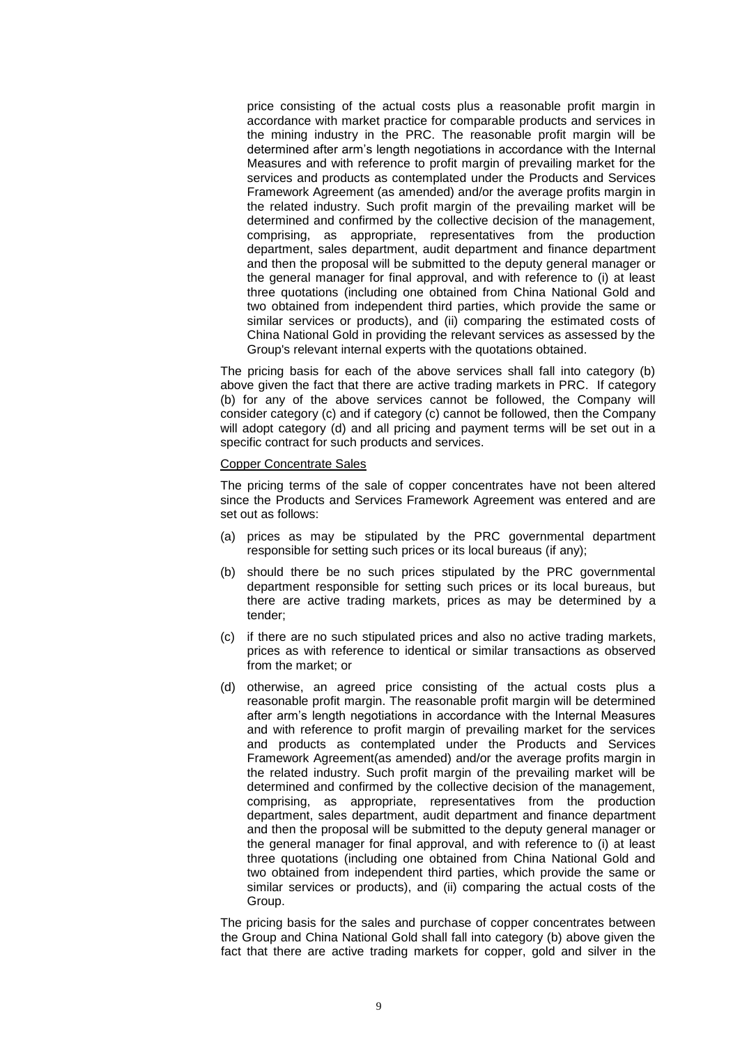price consisting of the actual costs plus a reasonable profit margin in accordance with market practice for comparable products and services in the mining industry in the PRC. The reasonable profit margin will be determined after arm's length negotiations in accordance with the Internal Measures and with reference to profit margin of prevailing market for the services and products as contemplated under the Products and Services Framework Agreement (as amended) and/or the average profits margin in the related industry. Such profit margin of the prevailing market will be determined and confirmed by the collective decision of the management, comprising, as appropriate, representatives from the production department, sales department, audit department and finance department and then the proposal will be submitted to the deputy general manager or the general manager for final approval, and with reference to (i) at least three quotations (including one obtained from China National Gold and two obtained from independent third parties, which provide the same or similar services or products), and (ii) comparing the estimated costs of China National Gold in providing the relevant services as assessed by the Group's relevant internal experts with the quotations obtained.

The pricing basis for each of the above services shall fall into category (b) above given the fact that there are active trading markets in PRC. If category (b) for any of the above services cannot be followed, the Company will consider category (c) and if category (c) cannot be followed, then the Company will adopt category (d) and all pricing and payment terms will be set out in a specific contract for such products and services.

Copper Concentrate Sales

The pricing terms of the sale of copper concentrates have not been altered since the Products and Services Framework Agreement was entered and are set out as follows:

(a) prices as may be stipulated by the PRC governmental department responsible for setting such prices or its local bureaus (if any);

(b) should there be no such prices stipulated by the PRC governmental department responsible for setting such prices or its local bureaus, but there are active trading markets, prices as may be determined by a tender;

(c) if there are no such stipulated prices and also no active trading markets, prices as with reference to identical or similar transactions as observed from the market; or

(d) otherwise, an agreed price consisting of the actual costs plus a reasonable profit margin. The reasonable profit margin will be determined after arm's length negotiations in accordance with the Internal Measures and with reference to profit margin of prevailing market for the services and products as contemplated under the Products and Services Framework Agreement(as amended) and/or the average profits margin in the related industry. Such profit margin of the prevailing market will be determined and confirmed by the collective decision of the management, comprising, as appropriate, representatives from the production department, sales department, audit department and finance department and then the proposal will be submitted to the deputy general manager or the general manager for final approval, and with reference to (i) at least three quotations (including one obtained from China National Gold and two obtained from independent third parties, which provide the same or similar services or products), and (ii) comparing the actual costs of the Group.

The pricing basis for the sales and purchase of copper concentrates between the Group and China National Gold shall fall into category (b) above given the fact that there are active trading markets for copper, gold and silver in the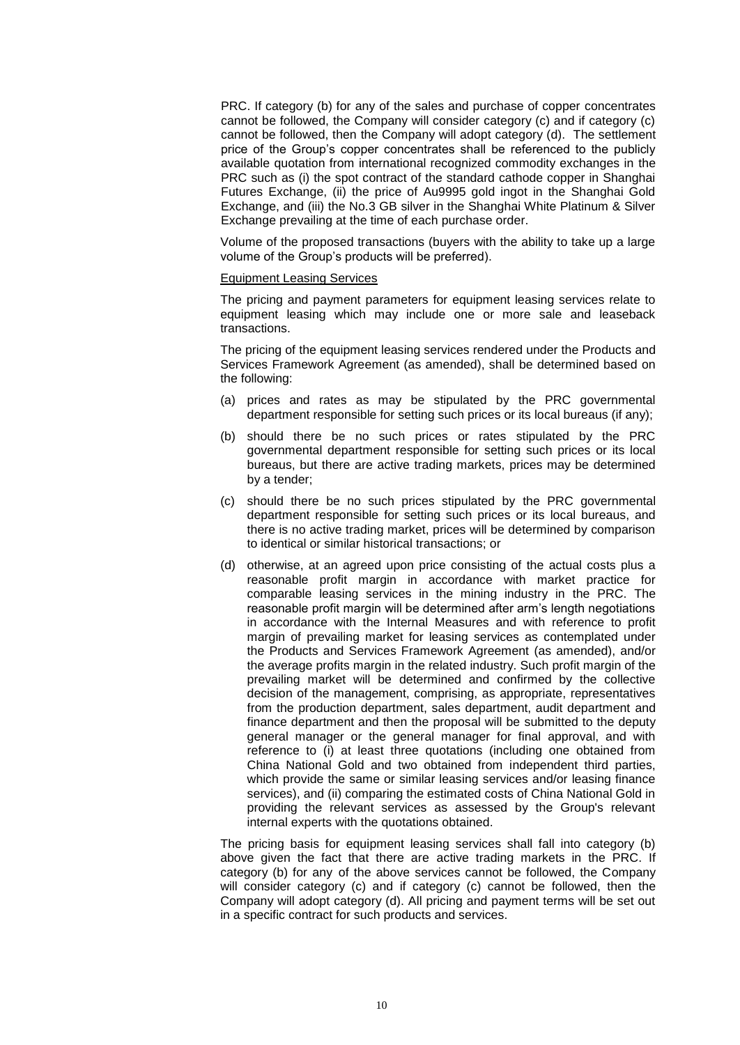PRC. If category (b) for any of the sales and purchase of copper concentrates cannot be followed, the Company will consider category (c) and if category (c) cannot be followed, then the Company will adopt category (d). The settlement price of the Group's copper concentrates shall be referenced to the publicly available quotation from international recognized commodity exchanges in the PRC such as (i) the spot contract of the standard cathode copper in Shanghai Futures Exchange, (ii) the price of Au9995 gold ingot in the Shanghai Gold Exchange, and (iii) the No.3 GB silver in the Shanghai White Platinum & Silver Exchange prevailing at the time of each purchase order.

Volume of the proposed transactions (buyers with the ability to take up a large volume of the Group's products will be preferred).

Equipment Leasing Services

The pricing and payment parameters for equipment leasing services relate to equipment leasing which may include one or more sale and leaseback transactions.

The pricing of the equipment leasing services rendered under the Products and Services Framework Agreement (as amended), shall be determined based on the following:

(a) prices and rates as may be stipulated by the PRC governmental department responsible for setting such prices or its local bureaus (if any);

(b) should there be no such prices or rates stipulated by the PRC governmental department responsible for setting such prices or its local bureaus, but there are active trading markets, prices may be determined by a tender;

(c) should there be no such prices stipulated by the PRC governmental department responsible for setting such prices or its local bureaus, and there is no active trading market, prices will be determined by comparison to identical or similar historical transactions; or

(d) otherwise, at an agreed upon price consisting of the actual costs plus a reasonable profit margin in accordance with market practice for comparable leasing services in the mining industry in the PRC. The reasonable profit margin will be determined after arm's length negotiations in accordance with the Internal Measures and with reference to profit margin of prevailing market for leasing services as contemplated under the Products and Services Framework Agreement (as amended), and/or the average profits margin in the related industry. Such profit margin of the prevailing market will be determined and confirmed by the collective decision of the management, comprising, as appropriate, representatives from the production department, sales department, audit department and finance department and then the proposal will be submitted to the deputy general manager or the general manager for final approval, and with reference to (i) at least three quotations (including one obtained from China National Gold and two obtained from independent third parties, which provide the same or similar leasing services and/or leasing finance services), and (ii) comparing the estimated costs of China National Gold in providing the relevant services as assessed by the Group's relevant internal experts with the quotations obtained.

The pricing basis for equipment leasing services shall fall into category (b) above given the fact that there are active trading markets in the PRC. If category (b) for any of the above services cannot be followed, the Company will consider category (c) and if category (c) cannot be followed, then the Company will adopt category (d). All pricing and payment terms will be set out in a specific contract for such products and services.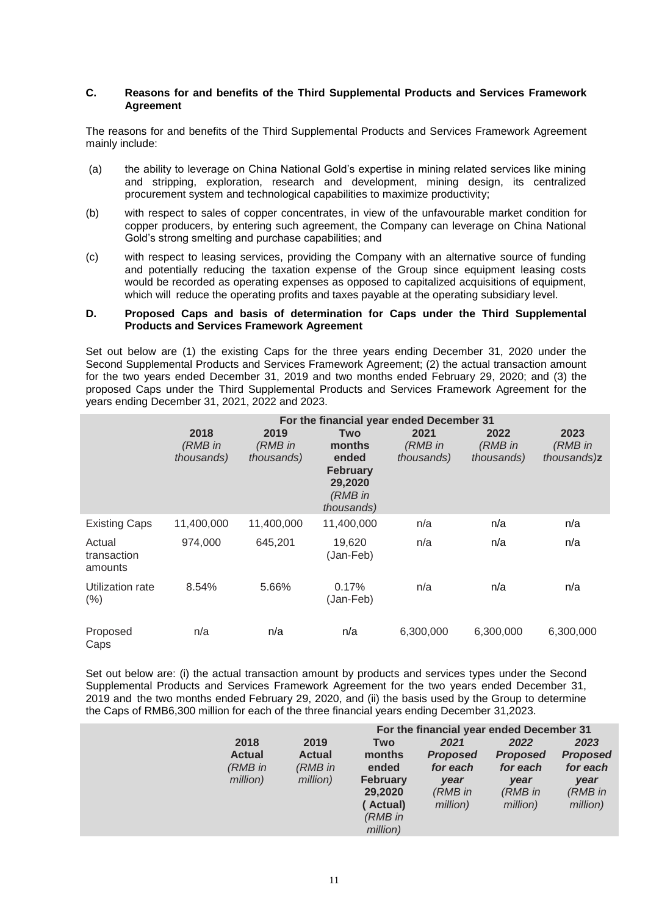### C. Reasons for and benefits of the Third Supplemental Products and Services Framework Agreement

The reasons for and benefits of the Third Supplemental Products and Services Framework Agreement mainly include:

(a) the ability to leverage on China National Gold's expertise in mining related services like mining and stripping, exploration, research and development, mining design, its centralized procurement system and technological capabilities to maximize productivity;

(b) with respect to sales of copper concentrates, in view of the unfavourable market condition for copper producers, by entering such agreement, the Company can leverage on China National Gold's strong smelting and purchase capabilities; and

(c) with respect to leasing services, providing the Company with an alternative source of funding and potentially reducing the taxation expense of the Group since equipment leasing costs would be recorded as operating expenses as opposed to capitalized acquisitions of equipment, which will reduce the operating profits and taxes payable at the operating subsidiary level.

### D. Proposed Caps and basis of determination for Caps under the Third Supplemental Products and Services Framework Agreement

Set out below are (1) the existing Caps for the three years ending December 31, 2020 under the Second Supplemental Products and Services Framework Agreement; (2) the actual transaction amount for the two years ended December 31, 2019 and two months ended February 29, 2020; and (3) the proposed Caps under the Third Supplemental Products and Services Framework Agreement for the years ending December 31, 2021, 2022 and 2023.

| | For the financial year ended December 31 | | | | | |
|---|---|---|---|---|---|---|
| | **2018** *(RMB in thousands)* | **2019** *(RMB in thousands)* | **Two months ended February 29,2020** *(RMB in thousands)* | **2021** *(RMB in thousands)* | **2022** *(RMB in thousands)* | **2023** *(RMB in thousands)***z** |
| Existing Caps | 11,400,000 | 11,400,000 | 11,400,000 | n/a | n/a | n/a |
| Actual transaction amounts | 974,000 | 645,201 | 19,620 (Jan-Feb) | n/a | n/a | n/a |
| Utilization rate (%) | 8.54% | 5.66% | 0.17% (Jan-Feb) | n/a | n/a | n/a |
| Proposed Caps | n/a | n/a | n/a | 6,300,000 | 6,300,000 | 6,300,000 |

Set out below are: (i) the actual transaction amount by products and services types under the Second Supplemental Products and Services Framework Agreement for the two years ended December 31, 2019 and the two months ended February 29, 2020, and (ii) the basis used by the Group to determine the Caps of RMB6,300 million for each of the three financial years ending December 31,2023.

| | For the financial year ended December 31 | | | | | |
|---|---|---|---|---|---|---|
| | **2018 Actual** *(RMB in million)* | **2019 Actual** *(RMB in million)* | **Two months ended February 29,2020 ( Actual)** *(RMB in million)* | ***2021 Proposed for each year*** *(RMB in million)* | ***2022 Proposed for each year*** *(RMB in million)* | ***2023 Proposed for each year*** *(RMB in million)* |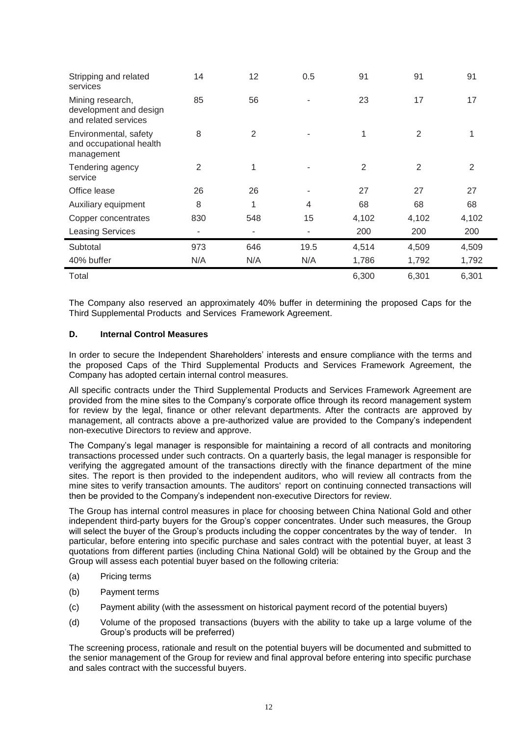| | | | | | | |
|---|---|---|---|---|---|---|
| Stripping and related services | 14 | 12 | 0.5 | 91 | 91 | 91 |
| Mining research, development and design and related services | 85 | 56 | - | 23 | 17 | 17 |
| Environmental, safety and occupational health management | 8 | 2 | - | 1 | 2 | 1 |
| Tendering agency service | 2 | 1 | - | 2 | 2 | 2 |
| Office lease | 26 | 26 | - | 27 | 27 | 27 |
| Auxiliary equipment | 8 | 1 | 4 | 68 | 68 | 68 |
| Copper concentrates | 830 | 548 | 15 | 4,102 | 4,102 | 4,102 |
| Leasing Services | - | - | - | 200 | 200 | 200 |
| Subtotal | 973 | 646 | 19.5 | 4,514 | 4,509 | 4,509 |
| 40% buffer | N/A | N/A | N/A | 1,786 | 1,792 | 1,792 |
| Total | | | | 6,300 | 6,301 | 6,301 |

The Company also reserved an approximately 40% buffer in determining the proposed Caps for the Third Supplemental Products and Services Framework Agreement.

**D. Internal Control Measures**

In order to secure the Independent Shareholders' interests and ensure compliance with the terms and the proposed Caps of the Third Supplemental Products and Services Framework Agreement, the Company has adopted certain internal control measures.

All specific contracts under the Third Supplemental Products and Services Framework Agreement are provided from the mine sites to the Company's corporate office through its record management system for review by the legal, finance or other relevant departments. After the contracts are approved by management, all contracts above a pre-authorized value are provided to the Company's independent non-executive Directors to review and approve.

The Company's legal manager is responsible for maintaining a record of all contracts and monitoring transactions processed under such contracts. On a quarterly basis, the legal manager is responsible for verifying the aggregated amount of the transactions directly with the finance department of the mine sites. The report is then provided to the independent auditors, who will review all contracts from the mine sites to verify transaction amounts. The auditors' report on continuing connected transactions will then be provided to the Company's independent non-executive Directors for review.

The Group has internal control measures in place for choosing between China National Gold and other independent third-party buyers for the Group's copper concentrates. Under such measures, the Group will select the buyer of the Group's products including the copper concentrates by the way of tender. In particular, before entering into specific purchase and sales contract with the potential buyer, at least 3 quotations from different parties (including China National Gold) will be obtained by the Group and the Group will assess each potential buyer based on the following criteria:

(a) Pricing terms

(b) Payment terms

(c) Payment ability (with the assessment on historical payment record of the potential buyers)

(d) Volume of the proposed transactions (buyers with the ability to take up a large volume of the Group's products will be preferred)

The screening process, rationale and result on the potential buyers will be documented and submitted to the senior management of the Group for review and final approval before entering into specific purchase and sales contract with the successful buyers.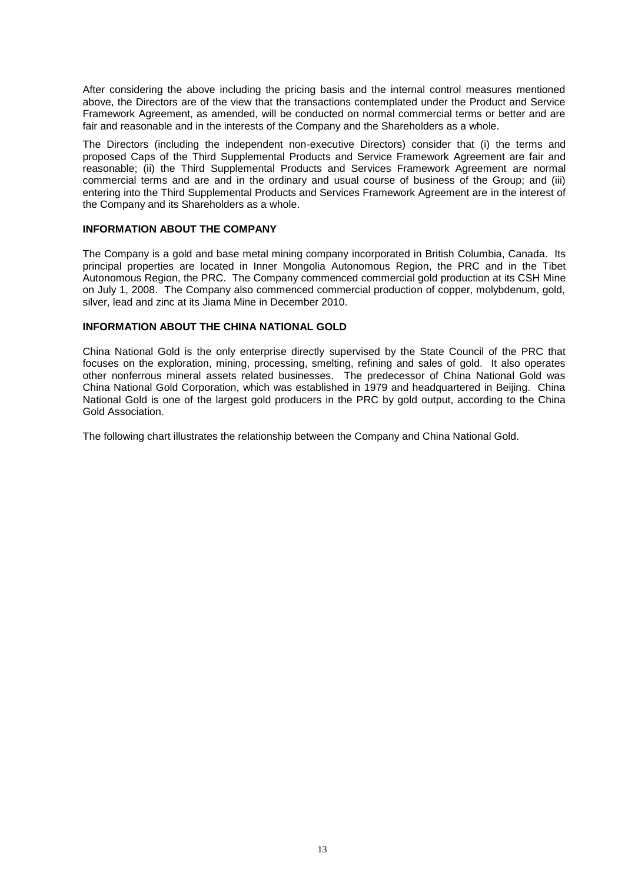After considering the above including the pricing basis and the internal control measures mentioned above, the Directors are of the view that the transactions contemplated under the Product and Service Framework Agreement, as amended, will be conducted on normal commercial terms or better and are fair and reasonable and in the interests of the Company and the Shareholders as a whole.

The Directors (including the independent non-executive Directors) consider that (i) the terms and proposed Caps of the Third Supplemental Products and Service Framework Agreement are fair and reasonable; (ii) the Third Supplemental Products and Services Framework Agreement are normal commercial terms and are and in the ordinary and usual course of business of the Group; and (iii) entering into the Third Supplemental Products and Services Framework Agreement are in the interest of the Company and its Shareholders as a whole.

## INFORMATION ABOUT THE COMPANY

The Company is a gold and base metal mining company incorporated in British Columbia, Canada. Its principal properties are located in Inner Mongolia Autonomous Region, the PRC and in the Tibet Autonomous Region, the PRC. The Company commenced commercial gold production at its CSH Mine on July 1, 2008. The Company also commenced commercial production of copper, molybdenum, gold, silver, lead and zinc at its Jiama Mine in December 2010.

## INFORMATION ABOUT THE CHINA NATIONAL GOLD

China National Gold is the only enterprise directly supervised by the State Council of the PRC that focuses on the exploration, mining, processing, smelting, refining and sales of gold. It also operates other nonferrous mineral assets related businesses. The predecessor of China National Gold was China National Gold Corporation, which was established in 1979 and headquartered in Beijing. China National Gold is one of the largest gold producers in the PRC by gold output, according to the China Gold Association.

The following chart illustrates the relationship between the Company and China National Gold.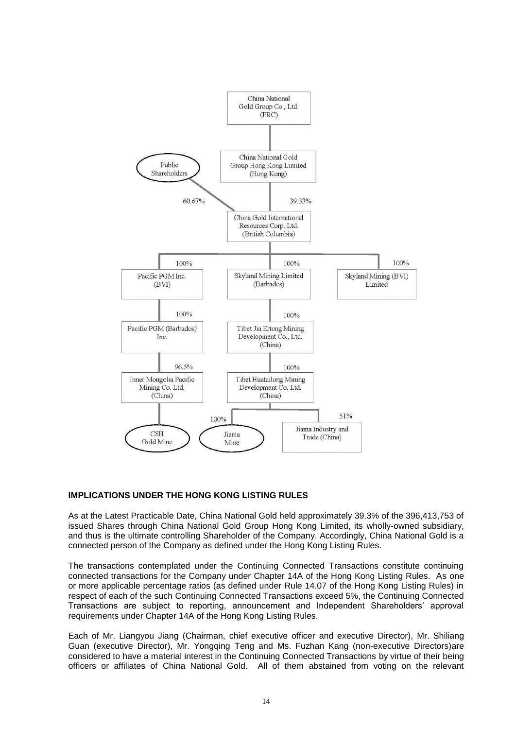- China National Gold Group Co., Ltd. (PRC)
  - China National Gold Group Hong Kong Limited (Hong Kong)
    - 39.33% — China Gold International Resources Corp. Ltd. (British Columbia)
- Public Shareholders
  - 60.67% — China Gold International Resources Corp. Ltd. (British Columbia)

China Gold International Resources Corp. Ltd. (British Columbia):

- 100% — Pacific PGM Inc. (BVI)
  - 100% — Pacific PGM (Barbados) Inc.
    - 96.5% — Inner Mongolia Pacific Mining Co. Ltd. (China)
      - CSH Gold Mine
- 100% — Skyland Mining Limited (Barbados)
  - 100% — Tibet Jia Ertong Mining Development Co., Ltd. (China)
    - 100% — Tibet Huatailong Mining Development Co. Ltd. (China)
      - 100% — Jiama Mine
      - 51% — Jiama Industry and Trade (China)
- 100% — Skyland Mining (BVI) Limited

**IMPLICATIONS UNDER THE HONG KONG LISTING RULES**

As at the Latest Practicable Date, China National Gold held approximately 39.3% of the 396,413,753 of issued Shares through China National Gold Group Hong Kong Limited, its wholly-owned subsidiary, and thus is the ultimate controlling Shareholder of the Company. Accordingly, China National Gold is a connected person of the Company as defined under the Hong Kong Listing Rules.

The transactions contemplated under the Continuing Connected Transactions constitute continuing connected transactions for the Company under Chapter 14A of the Hong Kong Listing Rules. As one or more applicable percentage ratios (as defined under Rule 14.07 of the Hong Kong Listing Rules) in respect of each of the such Continuing Connected Transactions exceed 5%, the Continuing Connected Transactions are subject to reporting, announcement and Independent Shareholders' approval requirements under Chapter 14A of the Hong Kong Listing Rules.

Each of Mr. Liangyou Jiang (Chairman, chief executive officer and executive Director), Mr. Shiliang Guan (executive Director), Mr. Yongqing Teng and Ms. Fuzhan Kang (non-executive Directors)are considered to have a material interest in the Continuing Connected Transactions by virtue of their being officers or affiliates of China National Gold. All of them abstained from voting on the relevant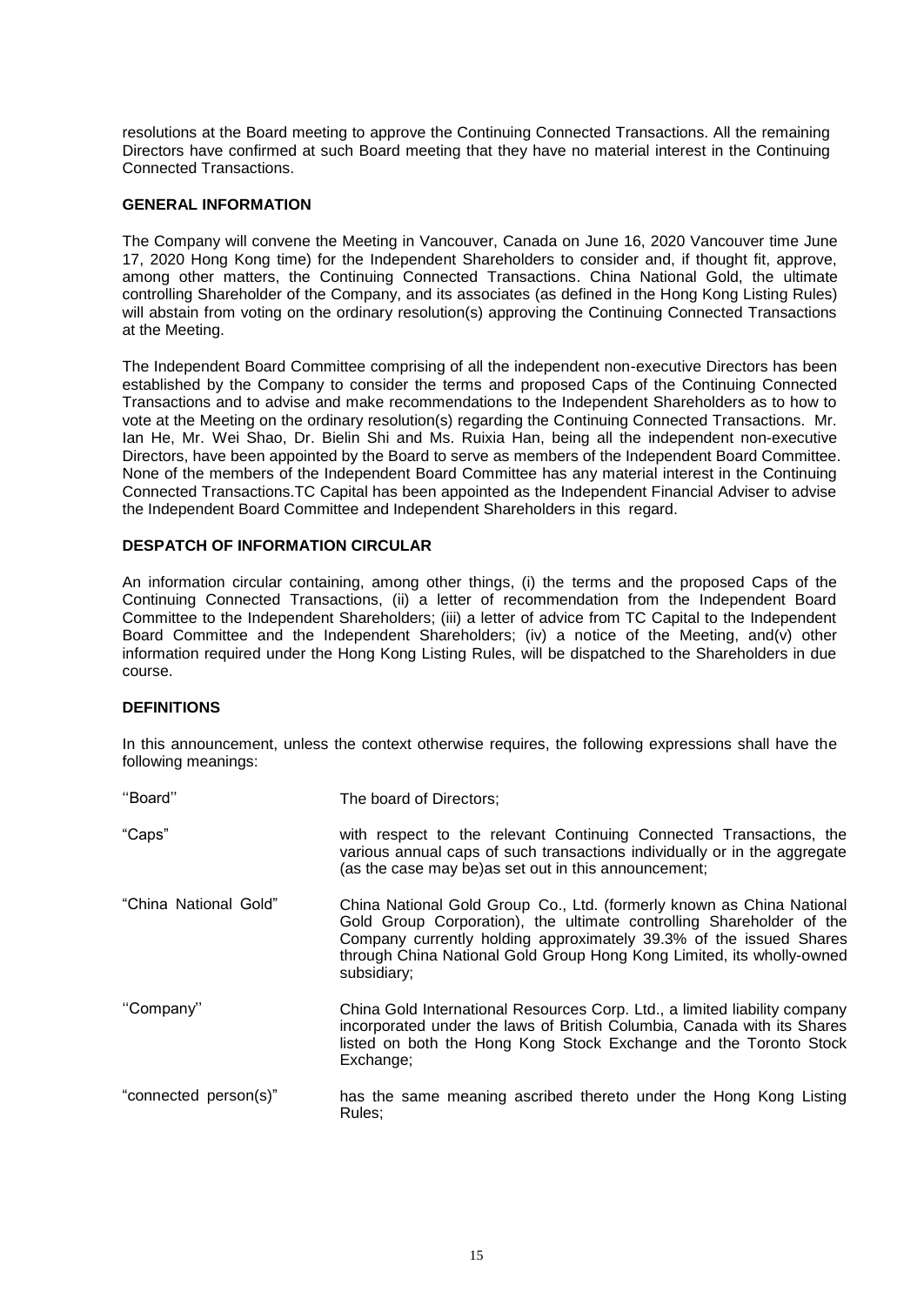resolutions at the Board meeting to approve the Continuing Connected Transactions. All the remaining Directors have confirmed at such Board meeting that they have no material interest in the Continuing Connected Transactions.

**GENERAL INFORMATION**

The Company will convene the Meeting in Vancouver, Canada on June 16, 2020 Vancouver time June 17, 2020 Hong Kong time) for the Independent Shareholders to consider and, if thought fit, approve, among other matters, the Continuing Connected Transactions. China National Gold, the ultimate controlling Shareholder of the Company, and its associates (as defined in the Hong Kong Listing Rules) will abstain from voting on the ordinary resolution(s) approving the Continuing Connected Transactions at the Meeting.

The Independent Board Committee comprising of all the independent non-executive Directors has been established by the Company to consider the terms and proposed Caps of the Continuing Connected Transactions and to advise and make recommendations to the Independent Shareholders as to how to vote at the Meeting on the ordinary resolution(s) regarding the Continuing Connected Transactions. Mr. Ian He, Mr. Wei Shao, Dr. Bielin Shi and Ms. Ruixia Han, being all the independent non-executive Directors, have been appointed by the Board to serve as members of the Independent Board Committee. None of the members of the Independent Board Committee has any material interest in the Continuing Connected Transactions.TC Capital has been appointed as the Independent Financial Adviser to advise the Independent Board Committee and Independent Shareholders in this regard.

**DESPATCH OF INFORMATION CIRCULAR**

An information circular containing, among other things, (i) the terms and the proposed Caps of the Continuing Connected Transactions, (ii) a letter of recommendation from the Independent Board Committee to the Independent Shareholders; (iii) a letter of advice from TC Capital to the Independent Board Committee and the Independent Shareholders; (iv) a notice of the Meeting, and(v) other information required under the Hong Kong Listing Rules, will be dispatched to the Shareholders in due course.

**DEFINITIONS**

In this announcement, unless the context otherwise requires, the following expressions shall have the following meanings:

| | |
|---|---|
| ''Board'' | The board of Directors; |
| "Caps" | with respect to the relevant Continuing Connected Transactions, the various annual caps of such transactions individually or in the aggregate (as the case may be)as set out in this announcement; |
| "China National Gold" | China National Gold Group Co., Ltd. (formerly known as China National Gold Group Corporation), the ultimate controlling Shareholder of the Company currently holding approximately 39.3% of the issued Shares through China National Gold Group Hong Kong Limited, its wholly-owned subsidiary; |
| ''Company'' | China Gold International Resources Corp. Ltd., a limited liability company incorporated under the laws of British Columbia, Canada with its Shares listed on both the Hong Kong Stock Exchange and the Toronto Stock Exchange; |
| "connected person(s)" | has the same meaning ascribed thereto under the Hong Kong Listing Rules; |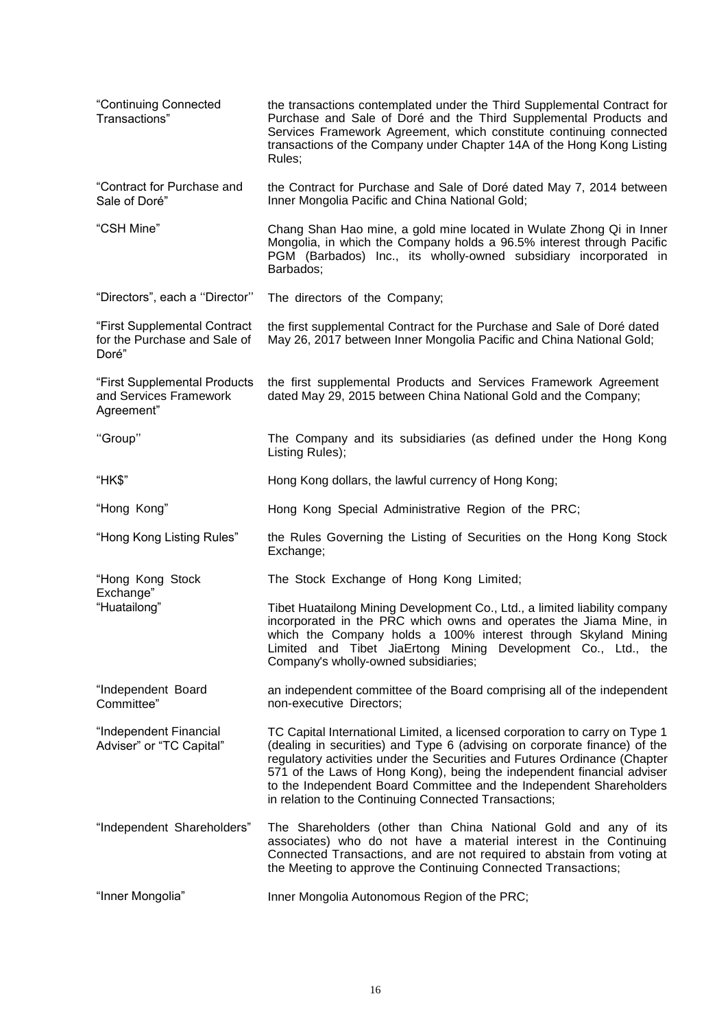| | |
|---|---|
| "Continuing Connected Transactions" | the transactions contemplated under the Third Supplemental Contract for Purchase and Sale of Doré and the Third Supplemental Products and Services Framework Agreement, which constitute continuing connected transactions of the Company under Chapter 14A of the Hong Kong Listing Rules; |
| "Contract for Purchase and Sale of Doré" | the Contract for Purchase and Sale of Doré dated May 7, 2014 between Inner Mongolia Pacific and China National Gold; |
| "CSH Mine" | Chang Shan Hao mine, a gold mine located in Wulate Zhong Qi in Inner Mongolia, in which the Company holds a 96.5% interest through Pacific PGM (Barbados) Inc., its wholly-owned subsidiary incorporated in Barbados; |
| "Directors", each a ''Director'' | The directors of the Company; |
| "First Supplemental Contract for the Purchase and Sale of Doré" | the first supplemental Contract for the Purchase and Sale of Doré dated May 26, 2017 between Inner Mongolia Pacific and China National Gold; |
| "First Supplemental Products and Services Framework Agreement" | the first supplemental Products and Services Framework Agreement dated May 29, 2015 between China National Gold and the Company; |
| ''Group'' | The Company and its subsidiaries (as defined under the Hong Kong Listing Rules); |
| "HK$" | Hong Kong dollars, the lawful currency of Hong Kong; |
| "Hong Kong" | Hong Kong Special Administrative Region of the PRC; |
| "Hong Kong Listing Rules" | the Rules Governing the Listing of Securities on the Hong Kong Stock Exchange; |
| "Hong Kong Stock Exchange" | The Stock Exchange of Hong Kong Limited; |
| "Huatailong" | Tibet Huatailong Mining Development Co., Ltd., a limited liability company incorporated in the PRC which owns and operates the Jiama Mine, in which the Company holds a 100% interest through Skyland Mining Limited and Tibet JiaErtong Mining Development Co., Ltd., the Company's wholly-owned subsidiaries; |
| "Independent Board Committee" | an independent committee of the Board comprising all of the independent non-executive Directors; |
| "Independent Financial Adviser" or "TC Capital" | TC Capital International Limited, a licensed corporation to carry on Type 1 (dealing in securities) and Type 6 (advising on corporate finance) of the regulatory activities under the Securities and Futures Ordinance (Chapter 571 of the Laws of Hong Kong), being the independent financial adviser to the Independent Board Committee and the Independent Shareholders in relation to the Continuing Connected Transactions; |
| "Independent Shareholders" | The Shareholders (other than China National Gold and any of its associates) who do not have a material interest in the Continuing Connected Transactions, and are not required to abstain from voting at the Meeting to approve the Continuing Connected Transactions; |
| "Inner Mongolia" | Inner Mongolia Autonomous Region of the PRC; |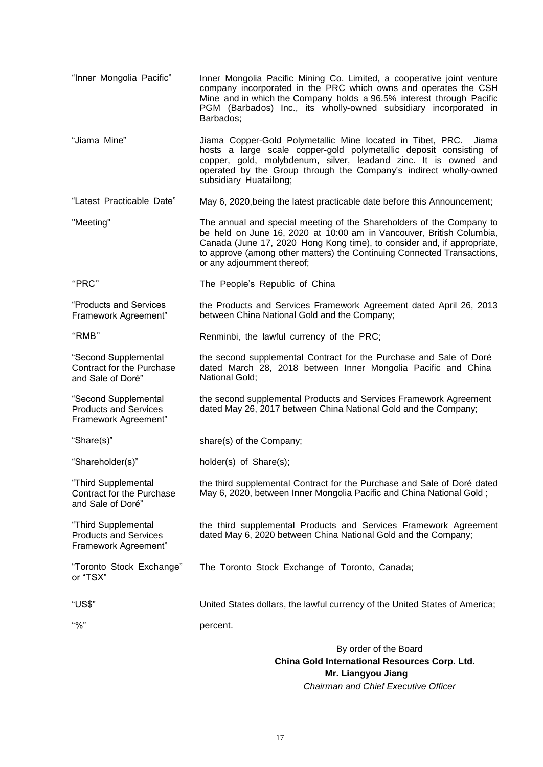| | |
|---|---|
| "Inner Mongolia Pacific" | Inner Mongolia Pacific Mining Co. Limited, a cooperative joint venture company incorporated in the PRC which owns and operates the CSH Mine and in which the Company holds a 96.5% interest through Pacific PGM (Barbados) Inc., its wholly-owned subsidiary incorporated in Barbados; |
| "Jiama Mine" | Jiama Copper-Gold Polymetallic Mine located in Tibet, PRC. Jiama hosts a large scale copper-gold polymetallic deposit consisting of copper, gold, molybdenum, silver, leadand zinc. It is owned and operated by the Group through the Company's indirect wholly-owned subsidiary Huatailong; |
| "Latest Practicable Date" | May 6, 2020,being the latest practicable date before this Announcement; |
| "Meeting" | The annual and special meeting of the Shareholders of the Company to be held on June 16, 2020 at 10:00 am in Vancouver, British Columbia, Canada (June 17, 2020 Hong Kong time), to consider and, if appropriate, to approve (among other matters) the Continuing Connected Transactions, or any adjournment thereof; |
| "PRC" | The People's Republic of China |
| "Products and Services Framework Agreement" | the Products and Services Framework Agreement dated April 26, 2013 between China National Gold and the Company; |
| "RMB" | Renminbi, the lawful currency of the PRC; |
| "Second Supplemental Contract for the Purchase and Sale of Doré" | the second supplemental Contract for the Purchase and Sale of Doré dated March 28, 2018 between Inner Mongolia Pacific and China National Gold; |
| "Second Supplemental Products and Services Framework Agreement" | the second supplemental Products and Services Framework Agreement dated May 26, 2017 between China National Gold and the Company; |
| "Share(s)" | share(s) of the Company; |
| "Shareholder(s)" | holder(s) of Share(s); |
| "Third Supplemental Contract for the Purchase and Sale of Doré" | the third supplemental Contract for the Purchase and Sale of Doré dated May 6, 2020, between Inner Mongolia Pacific and China National Gold ; |
| "Third Supplemental Products and Services Framework Agreement" | the third supplemental Products and Services Framework Agreement dated May 6, 2020 between China National Gold and the Company; |
| "Toronto Stock Exchange" or "TSX" | The Toronto Stock Exchange of Toronto, Canada; |
| "US$" | United States dollars, the lawful currency of the United States of America; |
| "%" | percent. |

By order of the Board
**China Gold International Resources Corp. Ltd.**
**Mr. Liangyou Jiang**
*Chairman and Chief Executive Officer*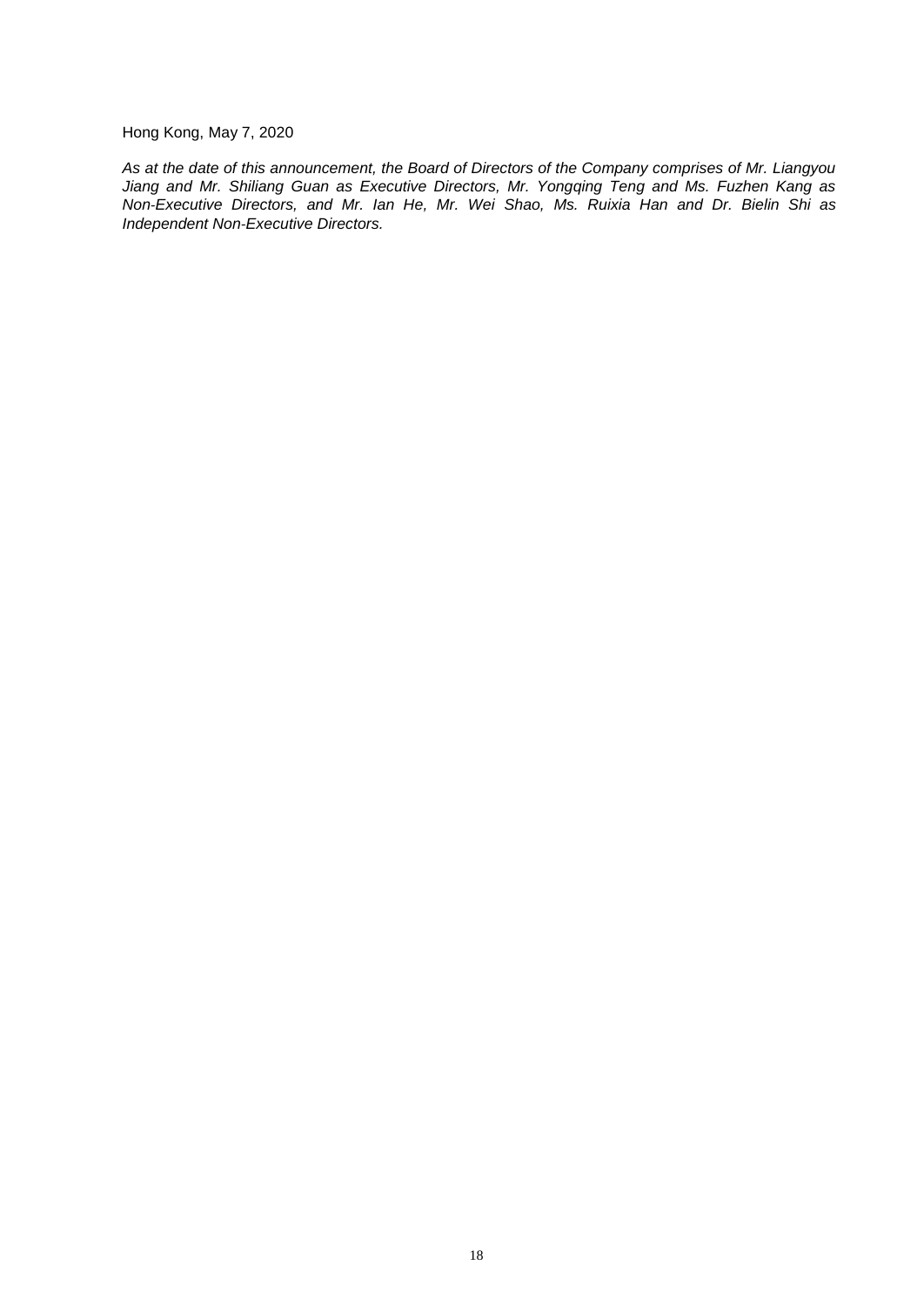Hong Kong, May 7, 2020

*As at the date of this announcement, the Board of Directors of the Company comprises of Mr. Liangyou Jiang and Mr. Shiliang Guan as Executive Directors, Mr. Yongqing Teng and Ms. Fuzhen Kang as Non-Executive Directors, and Mr. Ian He, Mr. Wei Shao, Ms. Ruixia Han and Dr. Bielin Shi as Independent Non-Executive Directors.*